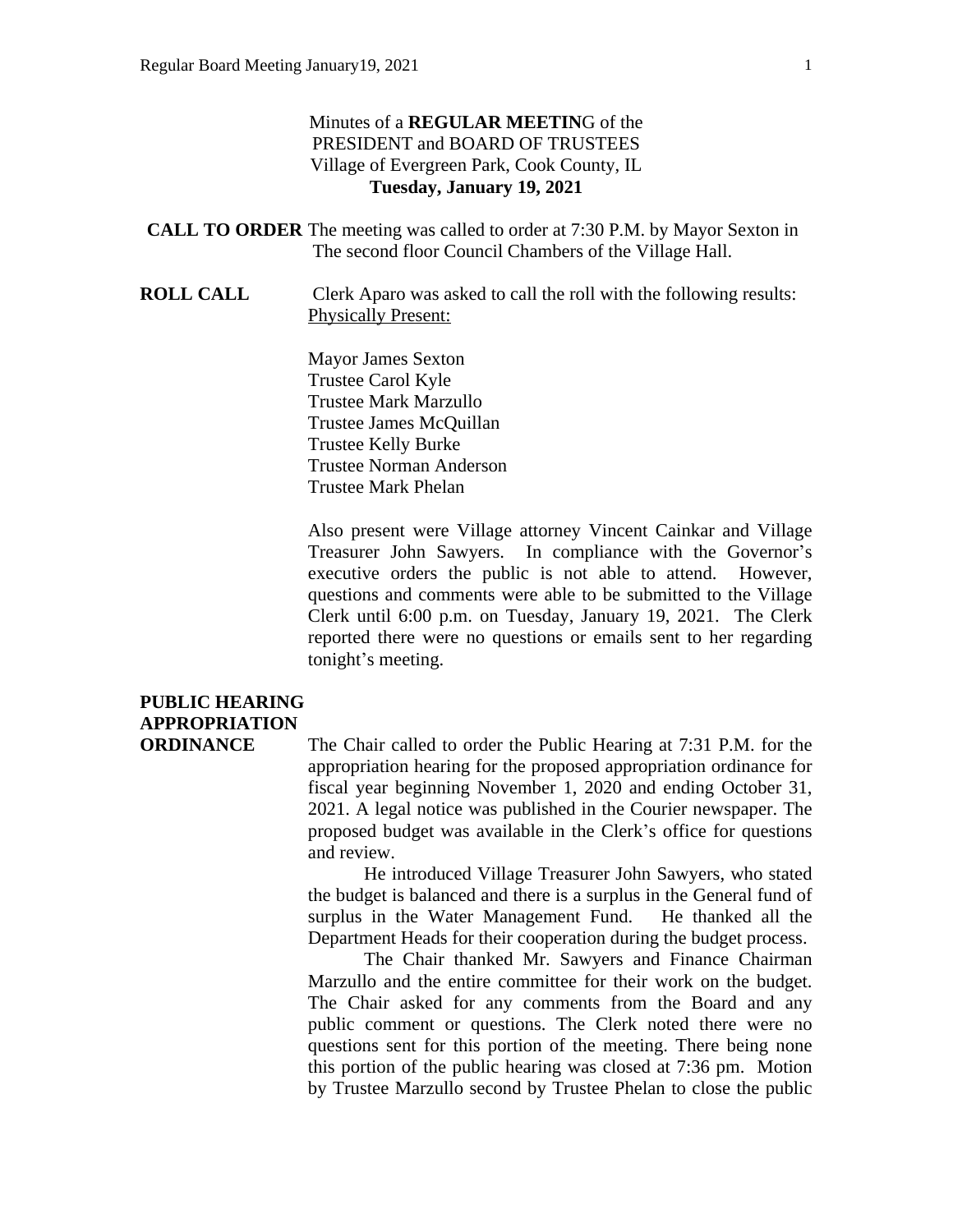Minutes of a **REGULAR MEETIN**G of the
PRESIDENT and BOARD OF TRUSTEES
Village of Evergreen Park, Cook County, IL
**Tuesday, January 19, 2021**

**CALL TO ORDER** The meeting was called to order at 7:30 P.M. by Mayor Sexton in The second floor Council Chambers of the Village Hall.

**ROLL CALL** Clerk Aparo was asked to call the roll with the following results:
Physically Present:

Mayor James Sexton
Trustee Carol Kyle
Trustee Mark Marzullo
Trustee James McQuillan
Trustee Kelly Burke
Trustee Norman Anderson
Trustee Mark Phelan

Also present were Village attorney Vincent Cainkar and Village Treasurer John Sawyers. In compliance with the Governor's executive orders the public is not able to attend. However, questions and comments were able to be submitted to the Village Clerk until 6:00 p.m. on Tuesday, January 19, 2021. The Clerk reported there were no questions or emails sent to her regarding tonight's meeting.

**PUBLIC HEARING APPROPRIATION ORDINANCE** The Chair called to order the Public Hearing at 7:31 P.M. for the appropriation hearing for the proposed appropriation ordinance for fiscal year beginning November 1, 2020 and ending October 31, 2021. A legal notice was published in the Courier newspaper. The proposed budget was available in the Clerk's office for questions and review.

He introduced Village Treasurer John Sawyers, who stated the budget is balanced and there is a surplus in the General fund of surplus in the Water Management Fund. He thanked all the Department Heads for their cooperation during the budget process.

The Chair thanked Mr. Sawyers and Finance Chairman Marzullo and the entire committee for their work on the budget. The Chair asked for any comments from the Board and any public comment or questions. The Clerk noted there were no questions sent for this portion of the meeting. There being none this portion of the public hearing was closed at 7:36 pm. Motion by Trustee Marzullo second by Trustee Phelan to close the public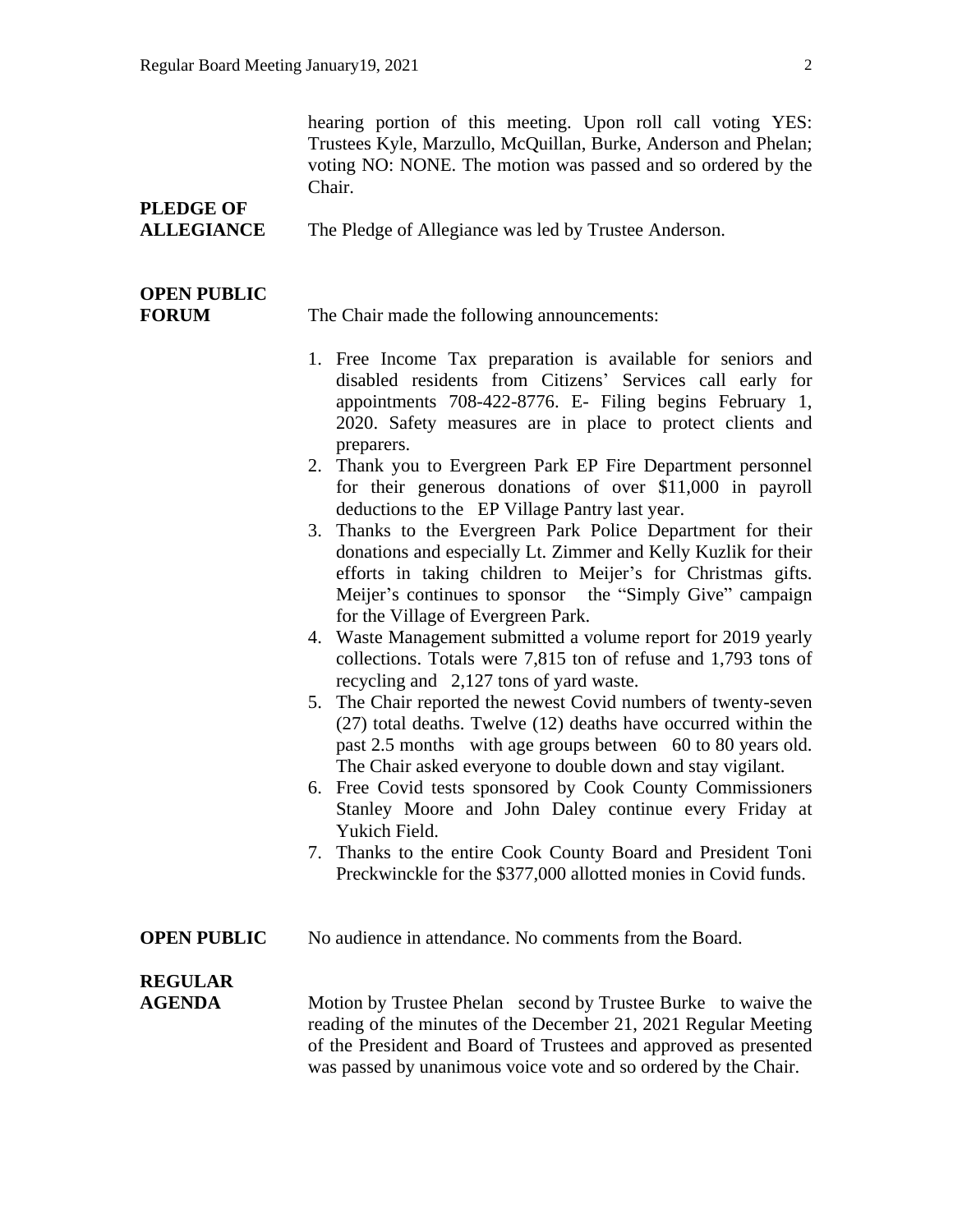hearing portion of this meeting. Upon roll call voting YES: Trustees Kyle, Marzullo, McQuillan, Burke, Anderson and Phelan; voting NO: NONE. The motion was passed and so ordered by the Chair.

**PLEDGE OF ALLEGIANCE** The Pledge of Allegiance was led by Trustee Anderson.

**OPEN PUBLIC FORUM** The Chair made the following announcements:

1. Free Income Tax preparation is available for seniors and disabled residents from Citizens' Services call early for appointments 708-422-8776. E- Filing begins February 1, 2020. Safety measures are in place to protect clients and preparers.
2. Thank you to Evergreen Park EP Fire Department personnel for their generous donations of over $11,000 in payroll deductions to the EP Village Pantry last year.
3. Thanks to the Evergreen Park Police Department for their donations and especially Lt. Zimmer and Kelly Kuzlik for their efforts in taking children to Meijer's for Christmas gifts. Meijer's continues to sponsor the "Simply Give" campaign for the Village of Evergreen Park.
4. Waste Management submitted a volume report for 2019 yearly collections. Totals were 7,815 ton of refuse and 1,793 tons of recycling and 2,127 tons of yard waste.
5. The Chair reported the newest Covid numbers of twenty-seven (27) total deaths. Twelve (12) deaths have occurred within the past 2.5 months with age groups between 60 to 80 years old. The Chair asked everyone to double down and stay vigilant.
6. Free Covid tests sponsored by Cook County Commissioners Stanley Moore and John Daley continue every Friday at Yukich Field.
7. Thanks to the entire Cook County Board and President Toni Preckwinckle for the $377,000 allotted monies in Covid funds.

**OPEN PUBLIC** No audience in attendance. No comments from the Board.

**REGULAR AGENDA** Motion by Trustee Phelan second by Trustee Burke to waive the reading of the minutes of the December 21, 2021 Regular Meeting of the President and Board of Trustees and approved as presented was passed by unanimous voice vote and so ordered by the Chair.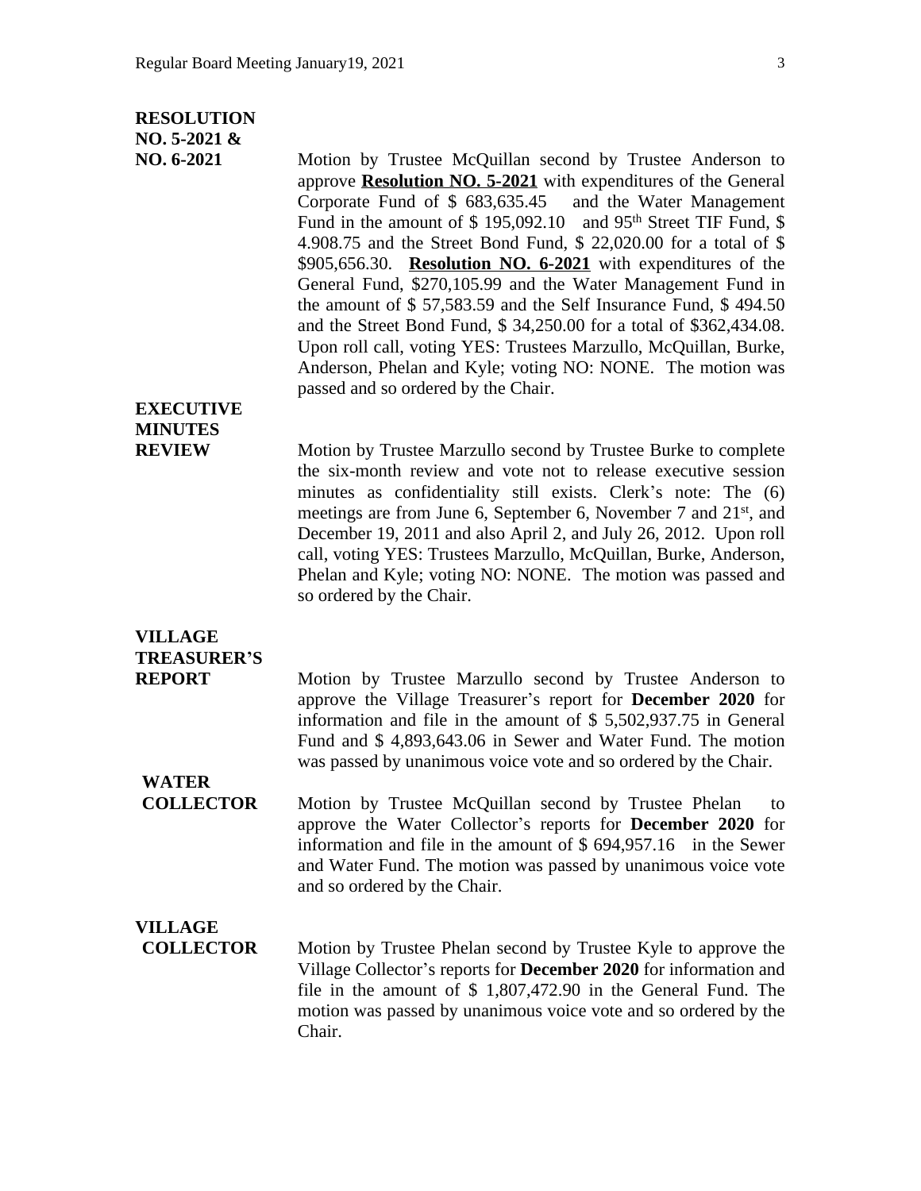**RESOLUTION NO. 5-2021 & NO. 6-2021**

Motion by Trustee McQuillan second by Trustee Anderson to approve **Resolution NO. 5-2021** with expenditures of the General Corporate Fund of $ 683,635.45 and the Water Management Fund in the amount of $ 195,092.10 and 95th Street TIF Fund, $ 4.908.75 and the Street Bond Fund, $ 22,020.00 for a total of $ $905,656.30. **Resolution NO. 6-2021** with expenditures of the General Fund, $270,105.99 and the Water Management Fund in the amount of $ 57,583.59 and the Self Insurance Fund, $ 494.50 and the Street Bond Fund, $ 34,250.00 for a total of $362,434.08. Upon roll call, voting YES: Trustees Marzullo, McQuillan, Burke, Anderson, Phelan and Kyle; voting NO: NONE. The motion was passed and so ordered by the Chair.

**EXECUTIVE MINUTES REVIEW**

Motion by Trustee Marzullo second by Trustee Burke to complete the six-month review and vote not to release executive session minutes as confidentiality still exists. Clerk's note: The (6) meetings are from June 6, September 6, November 7 and 21st, and December 19, 2011 and also April 2, and July 26, 2012. Upon roll call, voting YES: Trustees Marzullo, McQuillan, Burke, Anderson, Phelan and Kyle; voting NO: NONE. The motion was passed and so ordered by the Chair.

**VILLAGE TREASURER'S REPORT**

Motion by Trustee Marzullo second by Trustee Anderson to approve the Village Treasurer's report for **December 2020** for information and file in the amount of $ 5,502,937.75 in General Fund and $ 4,893,643.06 in Sewer and Water Fund. The motion was passed by unanimous voice vote and so ordered by the Chair.

**WATER COLLECTOR**

Motion by Trustee McQuillan second by Trustee Phelan to approve the Water Collector's reports for **December 2020** for information and file in the amount of $ 694,957.16 in the Sewer and Water Fund. The motion was passed by unanimous voice vote and so ordered by the Chair.

**VILLAGE COLLECTOR**

Motion by Trustee Phelan second by Trustee Kyle to approve the Village Collector's reports for **December 2020** for information and file in the amount of $ 1,807,472.90 in the General Fund. The motion was passed by unanimous voice vote and so ordered by the Chair.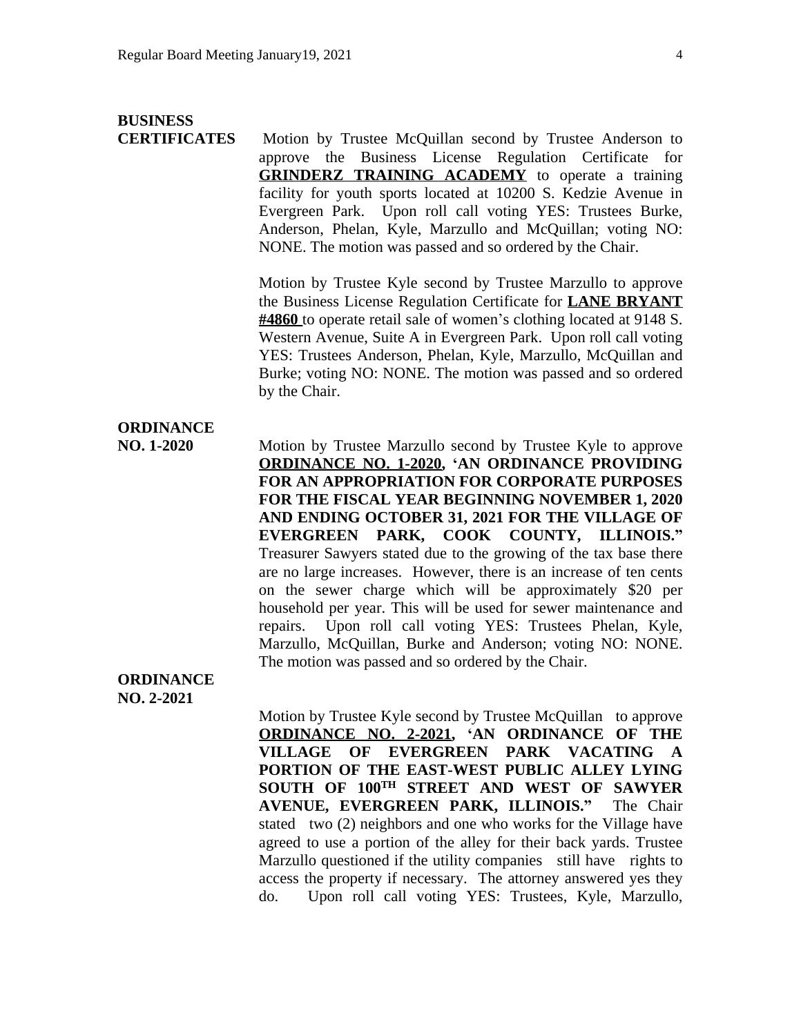**BUSINESS CERTIFICATES**

Motion by Trustee McQuillan second by Trustee Anderson to approve the Business License Regulation Certificate for **GRINDERZ TRAINING ACADEMY** to operate a training facility for youth sports located at 10200 S. Kedzie Avenue in Evergreen Park. Upon roll call voting YES: Trustees Burke, Anderson, Phelan, Kyle, Marzullo and McQuillan; voting NO: NONE. The motion was passed and so ordered by the Chair.

Motion by Trustee Kyle second by Trustee Marzullo to approve the Business License Regulation Certificate for **LANE BRYANT #4860** to operate retail sale of women's clothing located at 9148 S. Western Avenue, Suite A in Evergreen Park. Upon roll call voting YES: Trustees Anderson, Phelan, Kyle, Marzullo, McQuillan and Burke; voting NO: NONE. The motion was passed and so ordered by the Chair.

**ORDINANCE NO. 1-2020**

Motion by Trustee Marzullo second by Trustee Kyle to approve **ORDINANCE NO. 1-2020, 'AN ORDINANCE PROVIDING FOR AN APPROPRIATION FOR CORPORATE PURPOSES FOR THE FISCAL YEAR BEGINNING NOVEMBER 1, 2020 AND ENDING OCTOBER 31, 2021 FOR THE VILLAGE OF EVERGREEN PARK, COOK COUNTY, ILLINOIS."** Treasurer Sawyers stated due to the growing of the tax base there are no large increases. However, there is an increase of ten cents on the sewer charge which will be approximately $20 per household per year. This will be used for sewer maintenance and repairs. Upon roll call voting YES: Trustees Phelan, Kyle, Marzullo, McQuillan, Burke and Anderson; voting NO: NONE. The motion was passed and so ordered by the Chair.

**ORDINANCE NO. 2-2021**

Motion by Trustee Kyle second by Trustee McQuillan to approve **ORDINANCE NO. 2-2021, 'AN ORDINANCE OF THE VILLAGE OF EVERGREEN PARK VACATING A PORTION OF THE EAST-WEST PUBLIC ALLEY LYING SOUTH OF 100TH STREET AND WEST OF SAWYER AVENUE, EVERGREEN PARK, ILLINOIS."** The Chair stated two (2) neighbors and one who works for the Village have agreed to use a portion of the alley for their back yards. Trustee Marzullo questioned if the utility companies still have rights to access the property if necessary. The attorney answered yes they do. Upon roll call voting YES: Trustees, Kyle, Marzullo,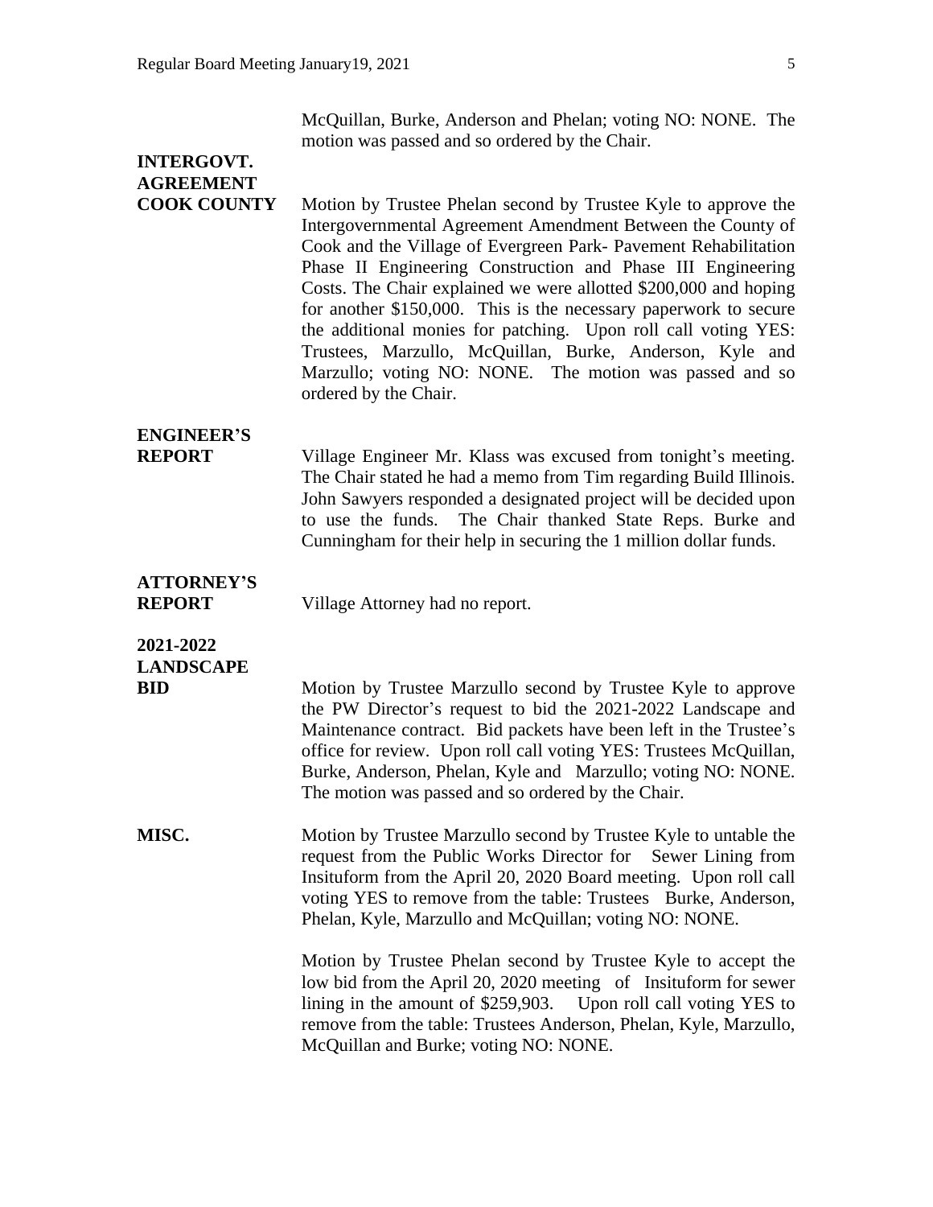McQuillan, Burke, Anderson and Phelan; voting NO: NONE. The motion was passed and so ordered by the Chair.

**INTERGOVT. AGREEMENT COOK COUNTY**

Motion by Trustee Phelan second by Trustee Kyle to approve the Intergovernmental Agreement Amendment Between the County of Cook and the Village of Evergreen Park- Pavement Rehabilitation Phase II Engineering Construction and Phase III Engineering Costs. The Chair explained we were allotted \$200,000 and hoping for another \$150,000. This is the necessary paperwork to secure the additional monies for patching. Upon roll call voting YES: Trustees, Marzullo, McQuillan, Burke, Anderson, Kyle and Marzullo; voting NO: NONE. The motion was passed and so ordered by the Chair.

**ENGINEER'S REPORT**

Village Engineer Mr. Klass was excused from tonight's meeting. The Chair stated he had a memo from Tim regarding Build Illinois. John Sawyers responded a designated project will be decided upon to use the funds. The Chair thanked State Reps. Burke and Cunningham for their help in securing the 1 million dollar funds.

**ATTORNEY'S REPORT**

Village Attorney had no report.

**2021-2022 LANDSCAPE BID**

Motion by Trustee Marzullo second by Trustee Kyle to approve the PW Director's request to bid the 2021-2022 Landscape and Maintenance contract. Bid packets have been left in the Trustee's office for review. Upon roll call voting YES: Trustees McQuillan, Burke, Anderson, Phelan, Kyle and Marzullo; voting NO: NONE. The motion was passed and so ordered by the Chair.

**MISC.**

Motion by Trustee Marzullo second by Trustee Kyle to untable the request from the Public Works Director for Sewer Lining from Insituform from the April 20, 2020 Board meeting. Upon roll call voting YES to remove from the table: Trustees Burke, Anderson, Phelan, Kyle, Marzullo and McQuillan; voting NO: NONE.

Motion by Trustee Phelan second by Trustee Kyle to accept the low bid from the April 20, 2020 meeting of Insituform for sewer lining in the amount of \$259,903. Upon roll call voting YES to remove from the table: Trustees Anderson, Phelan, Kyle, Marzullo, McQuillan and Burke; voting NO: NONE.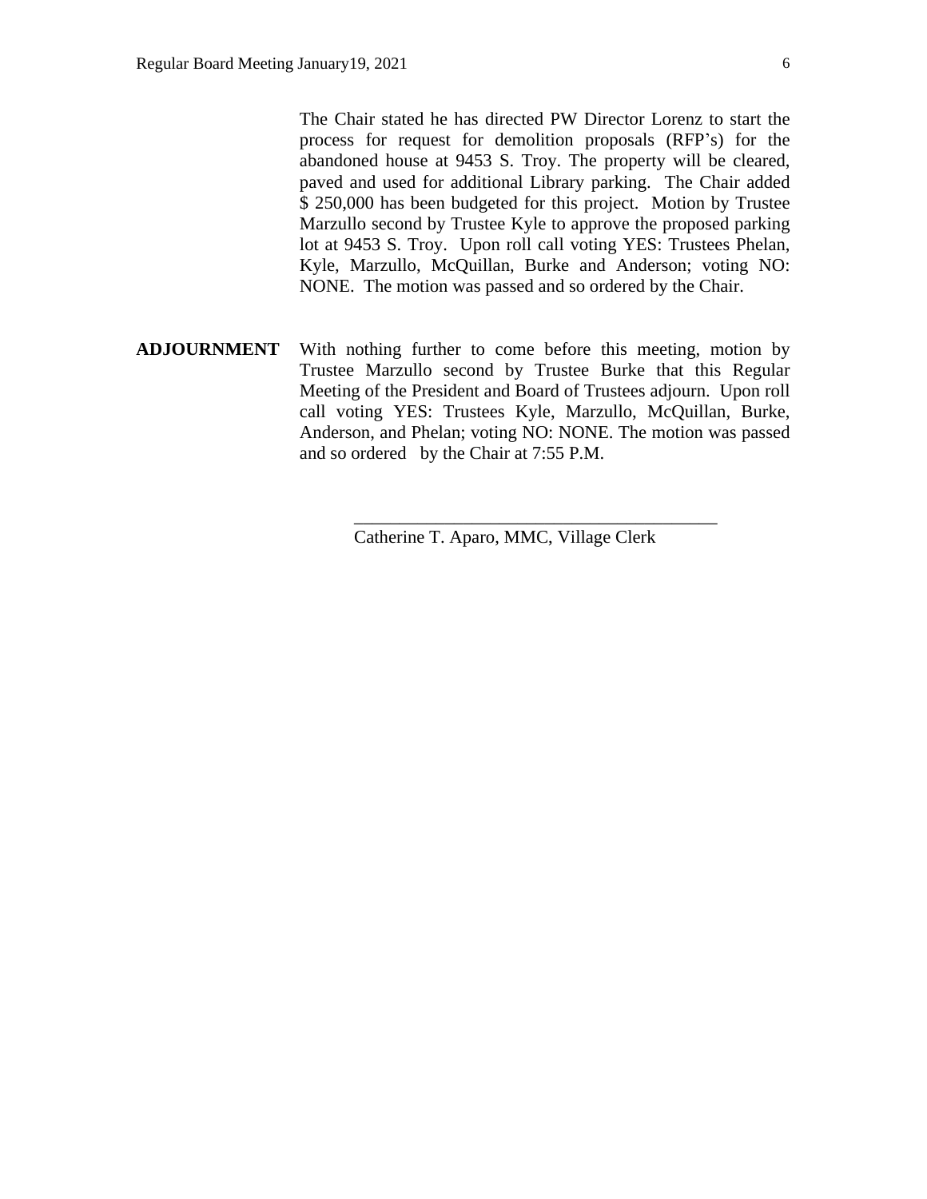The Chair stated he has directed PW Director Lorenz to start the process for request for demolition proposals (RFP's) for the abandoned house at 9453 S. Troy. The property will be cleared, paved and used for additional Library parking. The Chair added $ 250,000 has been budgeted for this project. Motion by Trustee Marzullo second by Trustee Kyle to approve the proposed parking lot at 9453 S. Troy. Upon roll call voting YES: Trustees Phelan, Kyle, Marzullo, McQuillan, Burke and Anderson; voting NO: NONE. The motion was passed and so ordered by the Chair.

**ADJOURNMENT** With nothing further to come before this meeting, motion by Trustee Marzullo second by Trustee Burke that this Regular Meeting of the President and Board of Trustees adjourn. Upon roll call voting YES: Trustees Kyle, Marzullo, McQuillan, Burke, Anderson, and Phelan; voting NO: NONE. The motion was passed and so ordered by the Chair at 7:55 P.M.

\_\_\_\_\_\_\_\_\_\_\_\_\_\_\_\_\_\_\_\_\_\_\_\_\_\_\_\_\_\_\_\_\_\_\_\_\_\_\_\_

Catherine T. Aparo, MMC, Village Clerk